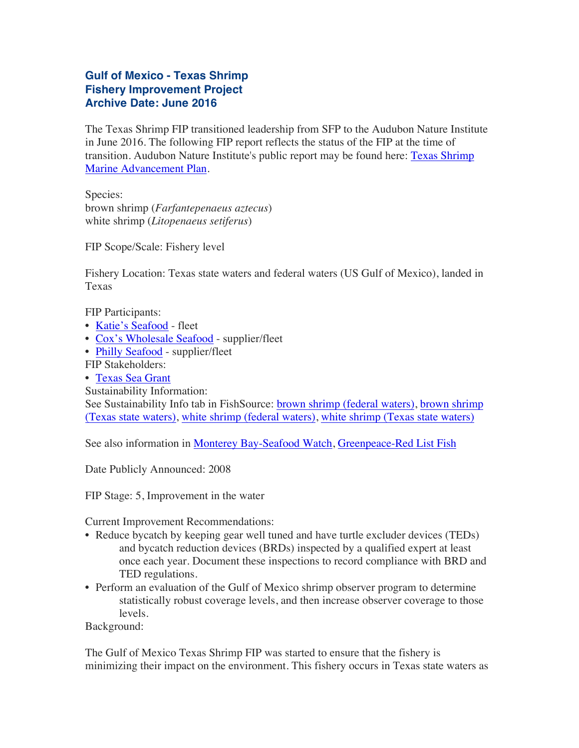# Gulf of Mexico - Texas Shrimp Fishery Improvement Project Archive Date: June 2016

The Texas Shrimp FIP transitioned leadership from SFP to the Audubon Nature Institute in June 2016. The following FIP report reflects the status of the FIP at the time of transition. Audubon Nature Institute's public report may be found here: Texas Shrimp Marine Advancement Plan.

Species:
brown shrimp (*Farfantepenaeus aztecus*)
white shrimp (*Litopenaeus setiferus*)

FIP Scope/Scale: Fishery level

Fishery Location: Texas state waters and federal waters (US Gulf of Mexico), landed in Texas

FIP Participants:

- Katie's Seafood - fleet
- Cox's Wholesale Seafood - supplier/fleet
- Philly Seafood - supplier/fleet

FIP Stakeholders:

- Texas Sea Grant

Sustainability Information:
See Sustainability Info tab in FishSource: brown shrimp (federal waters), brown shrimp (Texas state waters), white shrimp (federal waters), white shrimp (Texas state waters)

See also information in Monterey Bay-Seafood Watch, Greenpeace-Red List Fish

Date Publicly Announced: 2008

FIP Stage: 5, Improvement in the water

Current Improvement Recommendations:

- Reduce bycatch by keeping gear well tuned and have turtle excluder devices (TEDs) and bycatch reduction devices (BRDs) inspected by a qualified expert at least once each year. Document these inspections to record compliance with BRD and TED regulations.
- Perform an evaluation of the Gulf of Mexico shrimp observer program to determine statistically robust coverage levels, and then increase observer coverage to those levels.

Background:

The Gulf of Mexico Texas Shrimp FIP was started to ensure that the fishery is minimizing their impact on the environment. This fishery occurs in Texas state waters as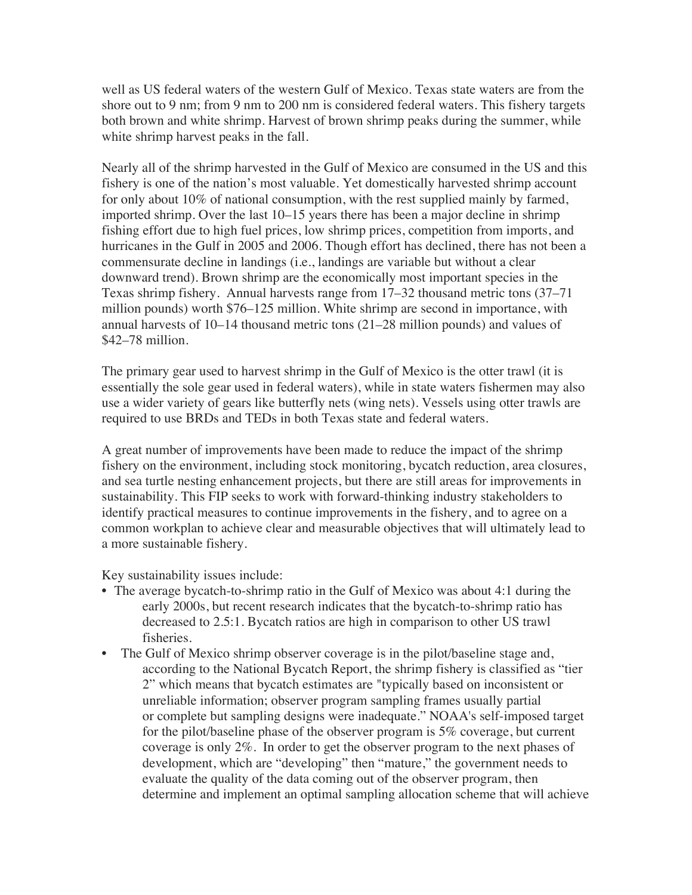well as US federal waters of the western Gulf of Mexico. Texas state waters are from the shore out to 9 nm; from 9 nm to 200 nm is considered federal waters. This fishery targets both brown and white shrimp. Harvest of brown shrimp peaks during the summer, while white shrimp harvest peaks in the fall.

Nearly all of the shrimp harvested in the Gulf of Mexico are consumed in the US and this fishery is one of the nation's most valuable. Yet domestically harvested shrimp account for only about 10% of national consumption, with the rest supplied mainly by farmed, imported shrimp. Over the last 10–15 years there has been a major decline in shrimp fishing effort due to high fuel prices, low shrimp prices, competition from imports, and hurricanes in the Gulf in 2005 and 2006. Though effort has declined, there has not been a commensurate decline in landings (i.e., landings are variable but without a clear downward trend). Brown shrimp are the economically most important species in the Texas shrimp fishery. Annual harvests range from 17–32 thousand metric tons (37–71 million pounds) worth $76–125 million. White shrimp are second in importance, with annual harvests of 10–14 thousand metric tons (21–28 million pounds) and values of $42–78 million.

The primary gear used to harvest shrimp in the Gulf of Mexico is the otter trawl (it is essentially the sole gear used in federal waters), while in state waters fishermen may also use a wider variety of gears like butterfly nets (wing nets). Vessels using otter trawls are required to use BRDs and TEDs in both Texas state and federal waters.

A great number of improvements have been made to reduce the impact of the shrimp fishery on the environment, including stock monitoring, bycatch reduction, area closures, and sea turtle nesting enhancement projects, but there are still areas for improvements in sustainability. This FIP seeks to work with forward-thinking industry stakeholders to identify practical measures to continue improvements in the fishery, and to agree on a common workplan to achieve clear and measurable objectives that will ultimately lead to a more sustainable fishery.

Key sustainability issues include:

- The average bycatch-to-shrimp ratio in the Gulf of Mexico was about 4:1 during the early 2000s, but recent research indicates that the bycatch-to-shrimp ratio has decreased to 2.5:1. Bycatch ratios are high in comparison to other US trawl fisheries.
- The Gulf of Mexico shrimp observer coverage is in the pilot/baseline stage and, according to the National Bycatch Report, the shrimp fishery is classified as "tier 2" which means that bycatch estimates are "typically based on inconsistent or unreliable information; observer program sampling frames usually partial or complete but sampling designs were inadequate." NOAA's self-imposed target for the pilot/baseline phase of the observer program is 5% coverage, but current coverage is only 2%. In order to get the observer program to the next phases of development, which are "developing" then "mature," the government needs to evaluate the quality of the data coming out of the observer program, then determine and implement an optimal sampling allocation scheme that will achieve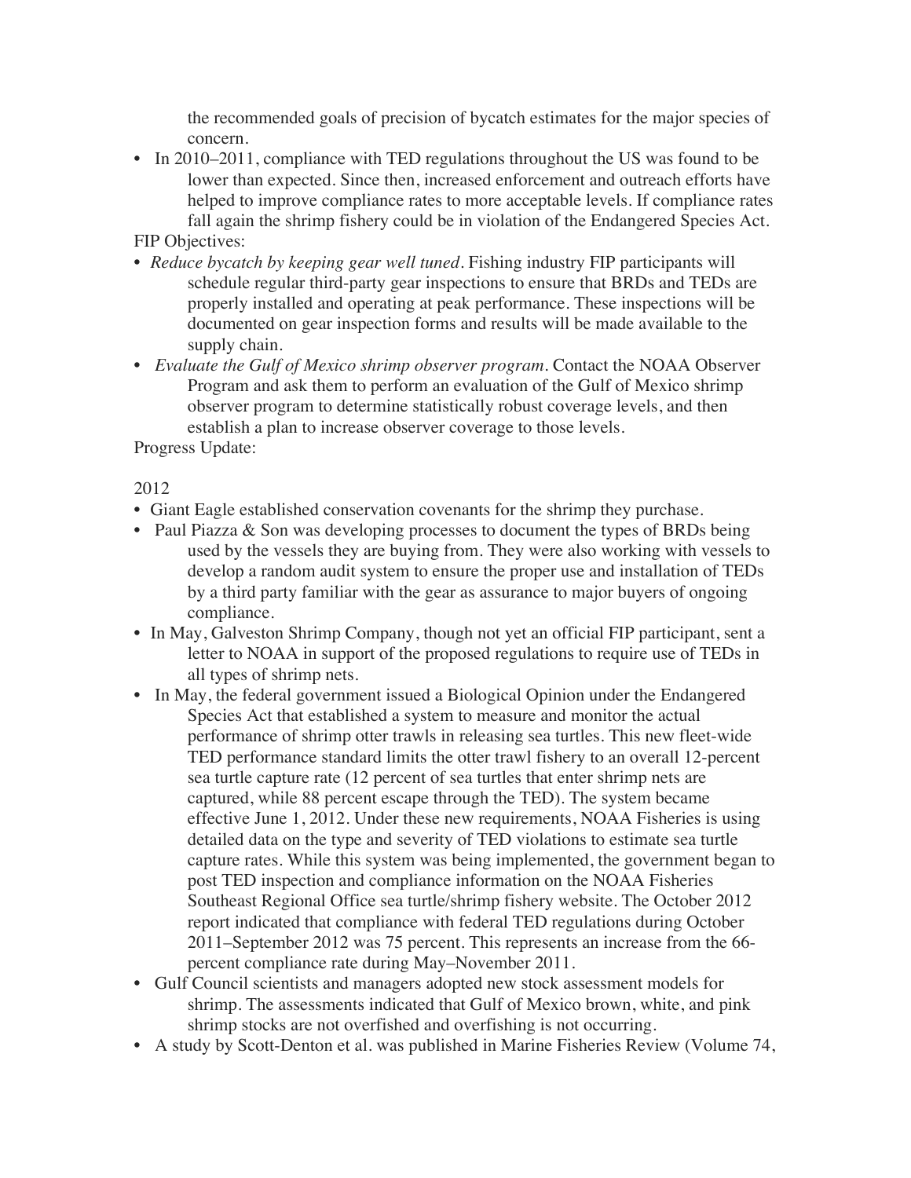the recommended goals of precision of bycatch estimates for the major species of concern.

- In 2010–2011, compliance with TED regulations throughout the US was found to be lower than expected. Since then, increased enforcement and outreach efforts have helped to improve compliance rates to more acceptable levels. If compliance rates fall again the shrimp fishery could be in violation of the Endangered Species Act.

FIP Objectives:

- *Reduce bycatch by keeping gear well tuned*. Fishing industry FIP participants will schedule regular third-party gear inspections to ensure that BRDs and TEDs are properly installed and operating at peak performance. These inspections will be documented on gear inspection forms and results will be made available to the supply chain.
- *Evaluate the Gulf of Mexico shrimp observer program*. Contact the NOAA Observer Program and ask them to perform an evaluation of the Gulf of Mexico shrimp observer program to determine statistically robust coverage levels, and then establish a plan to increase observer coverage to those levels.

Progress Update:

2012

- Giant Eagle established conservation covenants for the shrimp they purchase.
- Paul Piazza & Son was developing processes to document the types of BRDs being used by the vessels they are buying from. They were also working with vessels to develop a random audit system to ensure the proper use and installation of TEDs by a third party familiar with the gear as assurance to major buyers of ongoing compliance.
- In May, Galveston Shrimp Company, though not yet an official FIP participant, sent a letter to NOAA in support of the proposed regulations to require use of TEDs in all types of shrimp nets.
- In May, the federal government issued a Biological Opinion under the Endangered Species Act that established a system to measure and monitor the actual performance of shrimp otter trawls in releasing sea turtles. This new fleet-wide TED performance standard limits the otter trawl fishery to an overall 12-percent sea turtle capture rate (12 percent of sea turtles that enter shrimp nets are captured, while 88 percent escape through the TED). The system became effective June 1, 2012. Under these new requirements, NOAA Fisheries is using detailed data on the type and severity of TED violations to estimate sea turtle capture rates. While this system was being implemented, the government began to post TED inspection and compliance information on the NOAA Fisheries Southeast Regional Office sea turtle/shrimp fishery website. The October 2012 report indicated that compliance with federal TED regulations during October 2011–September 2012 was 75 percent. This represents an increase from the 66-percent compliance rate during May–November 2011.
- Gulf Council scientists and managers adopted new stock assessment models for shrimp. The assessments indicated that Gulf of Mexico brown, white, and pink shrimp stocks are not overfished and overfishing is not occurring.
- A study by Scott-Denton et al. was published in Marine Fisheries Review (Volume 74,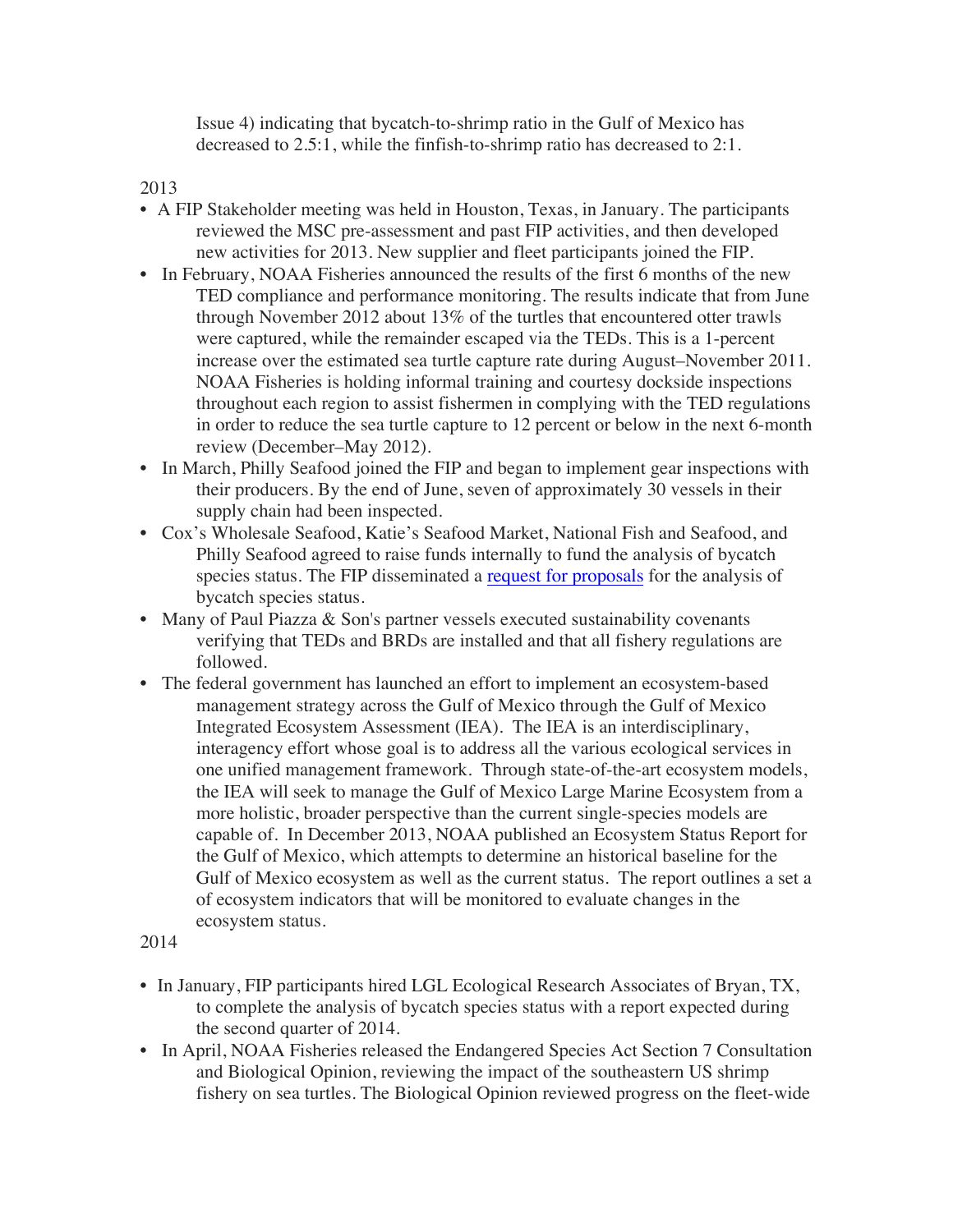Issue 4) indicating that bycatch-to-shrimp ratio in the Gulf of Mexico has decreased to 2.5:1, while the finfish-to-shrimp ratio has decreased to 2:1.

2013

- A FIP Stakeholder meeting was held in Houston, Texas, in January. The participants reviewed the MSC pre-assessment and past FIP activities, and then developed new activities for 2013. New supplier and fleet participants joined the FIP.
- In February, NOAA Fisheries announced the results of the first 6 months of the new TED compliance and performance monitoring. The results indicate that from June through November 2012 about 13% of the turtles that encountered otter trawls were captured, while the remainder escaped via the TEDs. This is a 1-percent increase over the estimated sea turtle capture rate during August–November 2011. NOAA Fisheries is holding informal training and courtesy dockside inspections throughout each region to assist fishermen in complying with the TED regulations in order to reduce the sea turtle capture to 12 percent or below in the next 6-month review (December–May 2012).
- In March, Philly Seafood joined the FIP and began to implement gear inspections with their producers. By the end of June, seven of approximately 30 vessels in their supply chain had been inspected.
- Cox's Wholesale Seafood, Katie's Seafood Market, National Fish and Seafood, and Philly Seafood agreed to raise funds internally to fund the analysis of bycatch species status. The FIP disseminated a request for proposals for the analysis of bycatch species status.
- Many of Paul Piazza & Son's partner vessels executed sustainability covenants verifying that TEDs and BRDs are installed and that all fishery regulations are followed.
- The federal government has launched an effort to implement an ecosystem-based management strategy across the Gulf of Mexico through the Gulf of Mexico Integrated Ecosystem Assessment (IEA). The IEA is an interdisciplinary, interagency effort whose goal is to address all the various ecological services in one unified management framework. Through state-of-the-art ecosystem models, the IEA will seek to manage the Gulf of Mexico Large Marine Ecosystem from a more holistic, broader perspective than the current single-species models are capable of. In December 2013, NOAA published an Ecosystem Status Report for the Gulf of Mexico, which attempts to determine an historical baseline for the Gulf of Mexico ecosystem as well as the current status. The report outlines a set a of ecosystem indicators that will be monitored to evaluate changes in the ecosystem status.

2014

- In January, FIP participants hired LGL Ecological Research Associates of Bryan, TX, to complete the analysis of bycatch species status with a report expected during the second quarter of 2014.
- In April, NOAA Fisheries released the Endangered Species Act Section 7 Consultation and Biological Opinion, reviewing the impact of the southeastern US shrimp fishery on sea turtles. The Biological Opinion reviewed progress on the fleet-wide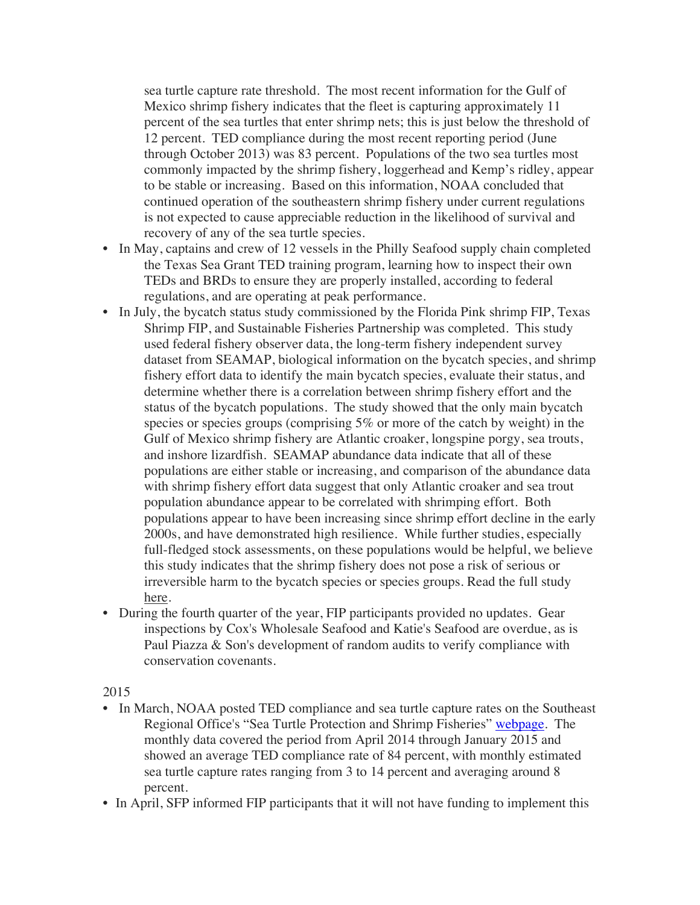sea turtle capture rate threshold. The most recent information for the Gulf of Mexico shrimp fishery indicates that the fleet is capturing approximately 11 percent of the sea turtles that enter shrimp nets; this is just below the threshold of 12 percent. TED compliance during the most recent reporting period (June through October 2013) was 83 percent. Populations of the two sea turtles most commonly impacted by the shrimp fishery, loggerhead and Kemp's ridley, appear to be stable or increasing. Based on this information, NOAA concluded that continued operation of the southeastern shrimp fishery under current regulations is not expected to cause appreciable reduction in the likelihood of survival and recovery of any of the sea turtle species.

- In May, captains and crew of 12 vessels in the Philly Seafood supply chain completed the Texas Sea Grant TED training program, learning how to inspect their own TEDs and BRDs to ensure they are properly installed, according to federal regulations, and are operating at peak performance.
- In July, the bycatch status study commissioned by the Florida Pink shrimp FIP, Texas Shrimp FIP, and Sustainable Fisheries Partnership was completed. This study used federal fishery observer data, the long-term fishery independent survey dataset from SEAMAP, biological information on the bycatch species, and shrimp fishery effort data to identify the main bycatch species, evaluate their status, and determine whether there is a correlation between shrimp fishery effort and the status of the bycatch populations. The study showed that the only main bycatch species or species groups (comprising 5% or more of the catch by weight) in the Gulf of Mexico shrimp fishery are Atlantic croaker, longspine porgy, sea trouts, and inshore lizardfish. SEAMAP abundance data indicate that all of these populations are either stable or increasing, and comparison of the abundance data with shrimp fishery effort data suggest that only Atlantic croaker and sea trout population abundance appear to be correlated with shrimping effort. Both populations appear to have been increasing since shrimp effort decline in the early 2000s, and have demonstrated high resilience. While further studies, especially full-fledged stock assessments, on these populations would be helpful, we believe this study indicates that the shrimp fishery does not pose a risk of serious or irreversible harm to the bycatch species or species groups. Read the full study here.
- During the fourth quarter of the year, FIP participants provided no updates. Gear inspections by Cox's Wholesale Seafood and Katie's Seafood are overdue, as is Paul Piazza & Son's development of random audits to verify compliance with conservation covenants.

2015

- In March, NOAA posted TED compliance and sea turtle capture rates on the Southeast Regional Office's "Sea Turtle Protection and Shrimp Fisheries" webpage. The monthly data covered the period from April 2014 through January 2015 and showed an average TED compliance rate of 84 percent, with monthly estimated sea turtle capture rates ranging from 3 to 14 percent and averaging around 8 percent.
- In April, SFP informed FIP participants that it will not have funding to implement this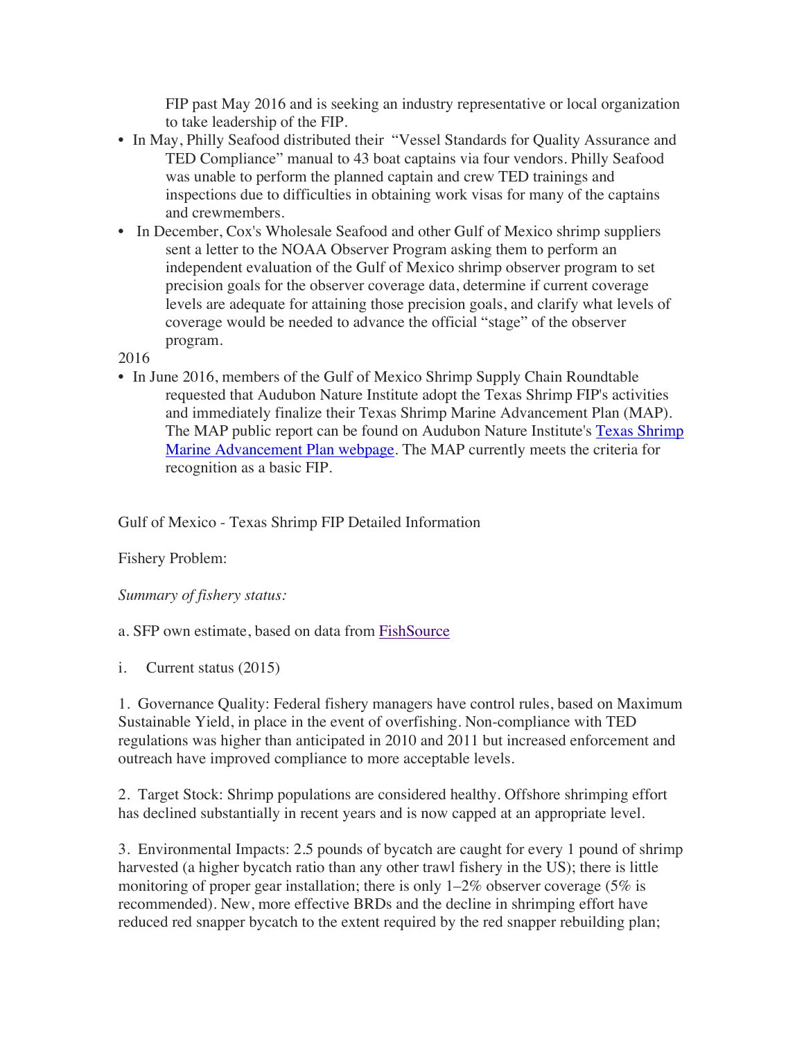FIP past May 2016 and is seeking an industry representative or local organization to take leadership of the FIP.

- In May, Philly Seafood distributed their "Vessel Standards for Quality Assurance and TED Compliance" manual to 43 boat captains via four vendors. Philly Seafood was unable to perform the planned captain and crew TED trainings and inspections due to difficulties in obtaining work visas for many of the captains and crewmembers.
- In December, Cox's Wholesale Seafood and other Gulf of Mexico shrimp suppliers sent a letter to the NOAA Observer Program asking them to perform an independent evaluation of the Gulf of Mexico shrimp observer program to set precision goals for the observer coverage data, determine if current coverage levels are adequate for attaining those precision goals, and clarify what levels of coverage would be needed to advance the official "stage" of the observer program.

2016

- In June 2016, members of the Gulf of Mexico Shrimp Supply Chain Roundtable requested that Audubon Nature Institute adopt the Texas Shrimp FIP's activities and immediately finalize their Texas Shrimp Marine Advancement Plan (MAP). The MAP public report can be found on Audubon Nature Institute's Texas Shrimp Marine Advancement Plan webpage. The MAP currently meets the criteria for recognition as a basic FIP.

Gulf of Mexico - Texas Shrimp FIP Detailed Information

Fishery Problem:

*Summary of fishery status:*

a. SFP own estimate, based on data from FishSource

i. Current status (2015)

1. Governance Quality: Federal fishery managers have control rules, based on Maximum Sustainable Yield, in place in the event of overfishing. Non-compliance with TED regulations was higher than anticipated in 2010 and 2011 but increased enforcement and outreach have improved compliance to more acceptable levels.

2. Target Stock: Shrimp populations are considered healthy. Offshore shrimping effort has declined substantially in recent years and is now capped at an appropriate level.

3. Environmental Impacts: 2.5 pounds of bycatch are caught for every 1 pound of shrimp harvested (a higher bycatch ratio than any other trawl fishery in the US); there is little monitoring of proper gear installation; there is only 1–2% observer coverage (5% is recommended). New, more effective BRDs and the decline in shrimping effort have reduced red snapper bycatch to the extent required by the red snapper rebuilding plan;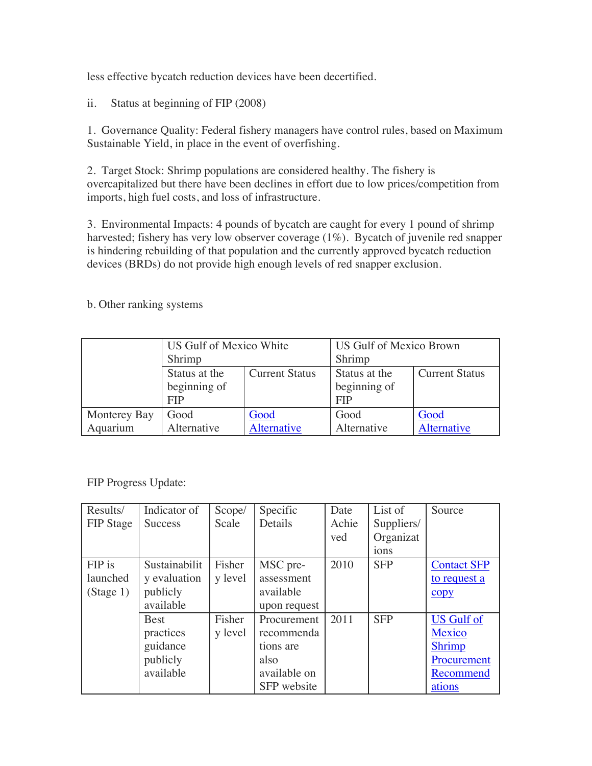less effective bycatch reduction devices have been decertified.

ii. Status at beginning of FIP (2008)

1. Governance Quality: Federal fishery managers have control rules, based on Maximum Sustainable Yield, in place in the event of overfishing.

2. Target Stock: Shrimp populations are considered healthy. The fishery is overcapitalized but there have been declines in effort due to low prices/competition from imports, high fuel costs, and loss of infrastructure.

3. Environmental Impacts: 4 pounds of bycatch are caught for every 1 pound of shrimp harvested; fishery has very low observer coverage (1%). Bycatch of juvenile red snapper is hindering rebuilding of that population and the currently approved bycatch reduction devices (BRDs) do not provide high enough levels of red snapper exclusion.

b. Other ranking systems

| | US Gulf of Mexico White Shrimp | | US Gulf of Mexico Brown Shrimp | |
|---|---|---|---|---|
| | Status at the beginning of FIP | Current Status | Status at the beginning of FIP | Current Status |
| Monterey Bay Aquarium | Good Alternative | Good Alternative | Good Alternative | Good Alternative |

FIP Progress Update:

| Results/ FIP Stage | Indicator of Success | Scope/ Scale | Specific Details | Date Achieved | List of Suppliers/ Organizations | Source |
|---|---|---|---|---|---|---|
| FIP is launched (Stage 1) | Sustainability evaluation publicly available | Fishery level | MSC pre-assessment available upon request | 2010 | SFP | Contact SFP to request a copy |
| | Best practices guidance publicly available | Fishery level | Procurement recommendations are also available on SFP website | 2011 | SFP | US Gulf of Mexico Shrimp Procurement Recommendations |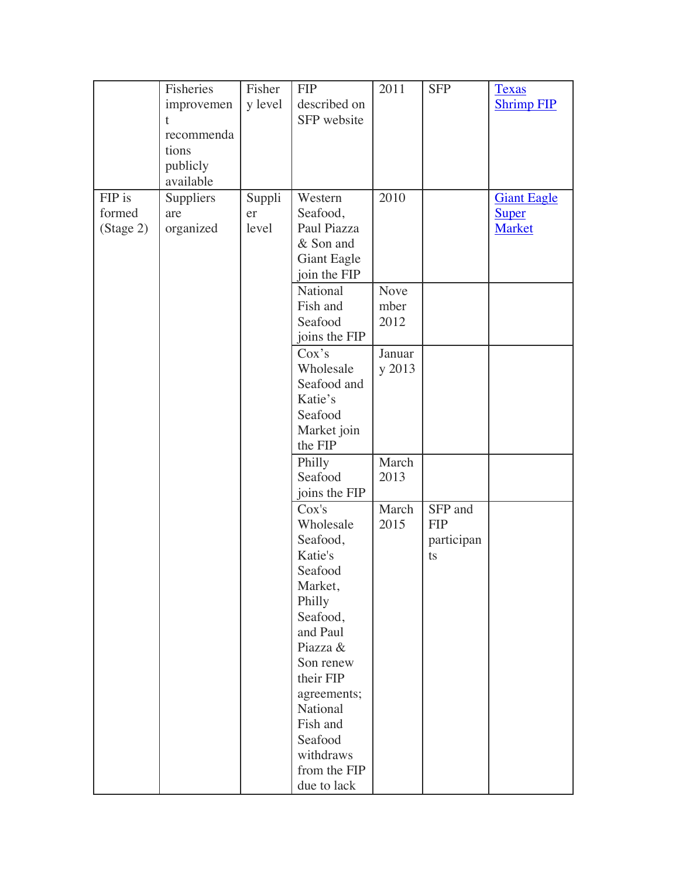| | | | | | | |
|---|---|---|---|---|---|---|
| | Fisheries improvement recommendations publicly available | Fishery level | FIP described on SFP website | 2011 | SFP | [Texas Shrimp FIP]() |
| FIP is formed (Stage 2) | Suppliers are organized | Supplier level | Western Seafood, Paul Piazza & Son and Giant Eagle join the FIP | 2010 | | [Giant Eagle Super Market]() |
| | | | National Fish and Seafood joins the FIP | November 2012 | | |
| | | | Cox's Wholesale Seafood and Katie's Seafood Market join the FIP | January 2013 | | |
| | | | Philly Seafood joins the FIP | March 2013 | | |
| | | | Cox's Wholesale Seafood, Katie's Seafood Market, Philly Seafood, and Paul Piazza & Son renew their FIP agreements; National Fish and Seafood withdraws from the FIP due to lack | March 2015 | SFP and FIP participants | |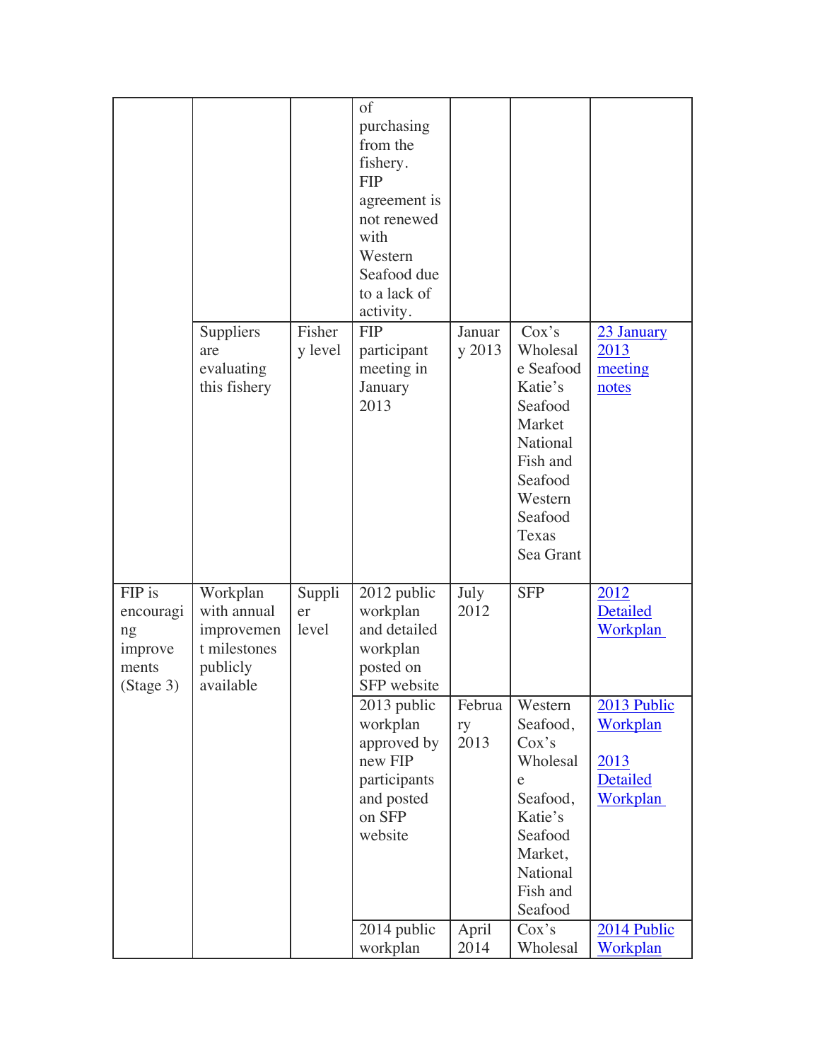| | | | of purchasing from the fishery. FIP agreement is not renewed with Western Seafood due to a lack of activity. | | | |
|---|---|---|---|---|---|---|
| | Suppliers are evaluating this fishery | Fishery level | FIP participant meeting in January 2013 | January 2013 | Cox's Wholesale Seafood Katie's Seafood Market National Fish and Seafood Western Seafood Texas Sea Grant | 23 January 2013 meeting notes |
| FIP is encouraging improvements (Stage 3) | Workplan with annual improvement milestones publicly available | Supplier level | 2012 public workplan and detailed workplan posted on SFP website | July 2012 | SFP | 2012 Detailed Workplan |
| | | | 2013 public workplan approved by new FIP participants and posted on SFP website | February 2013 | Western Seafood, Cox's Wholesale Seafood, Katie's Seafood Market, National Fish and Seafood | 2013 Public Workplan<br><br>2013 Detailed Workplan |
| | | | 2014 public workplan | April 2014 | Cox's Wholesal | 2014 Public Workplan |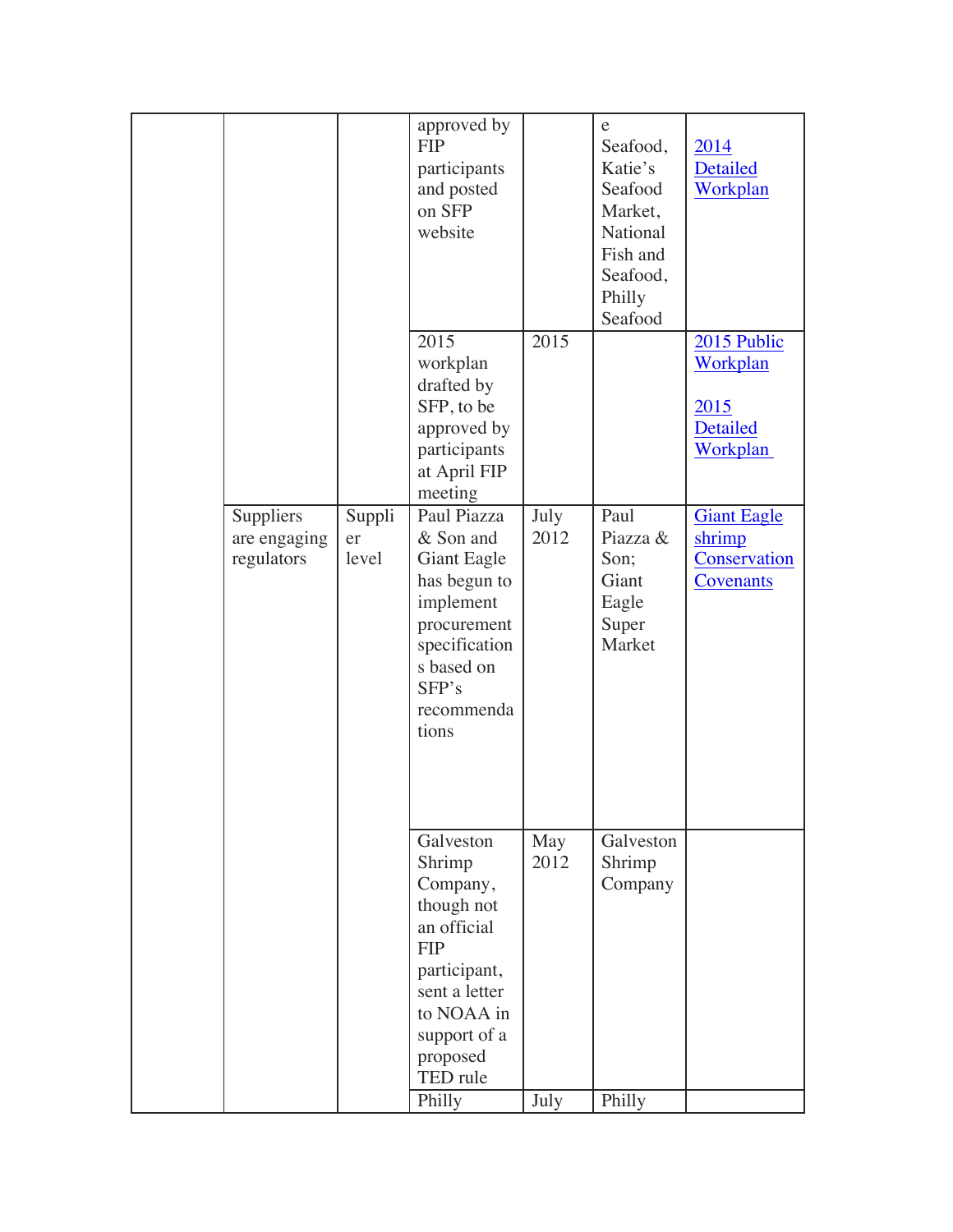| | | | | | | |
|---|---|---|---|---|---|---|
| | | | approved by FIP participants and posted on SFP website | | e Seafood, Katie's Seafood Market, National Fish and Seafood, Philly Seafood | 2014 Detailed Workplan |
| | | | 2015 workplan drafted by SFP, to be approved by participants at April FIP meeting | 2015 | | 2015 Public Workplan<br><br>2015 Detailed Workplan |
| | Suppliers are engaging regulators | Supplier level | Paul Piazza & Son and Giant Eagle has begun to implement procurement specifications based on SFP's recommendations | July 2012 | Paul Piazza & Son; Giant Eagle Super Market | Giant Eagle shrimp Conservation Covenants |
| | | | Galveston Shrimp Company, though not an official FIP participant, sent a letter to NOAA in support of a proposed TED rule | May 2012 | Galveston Shrimp Company | |
| | | | Philly | July | Philly | |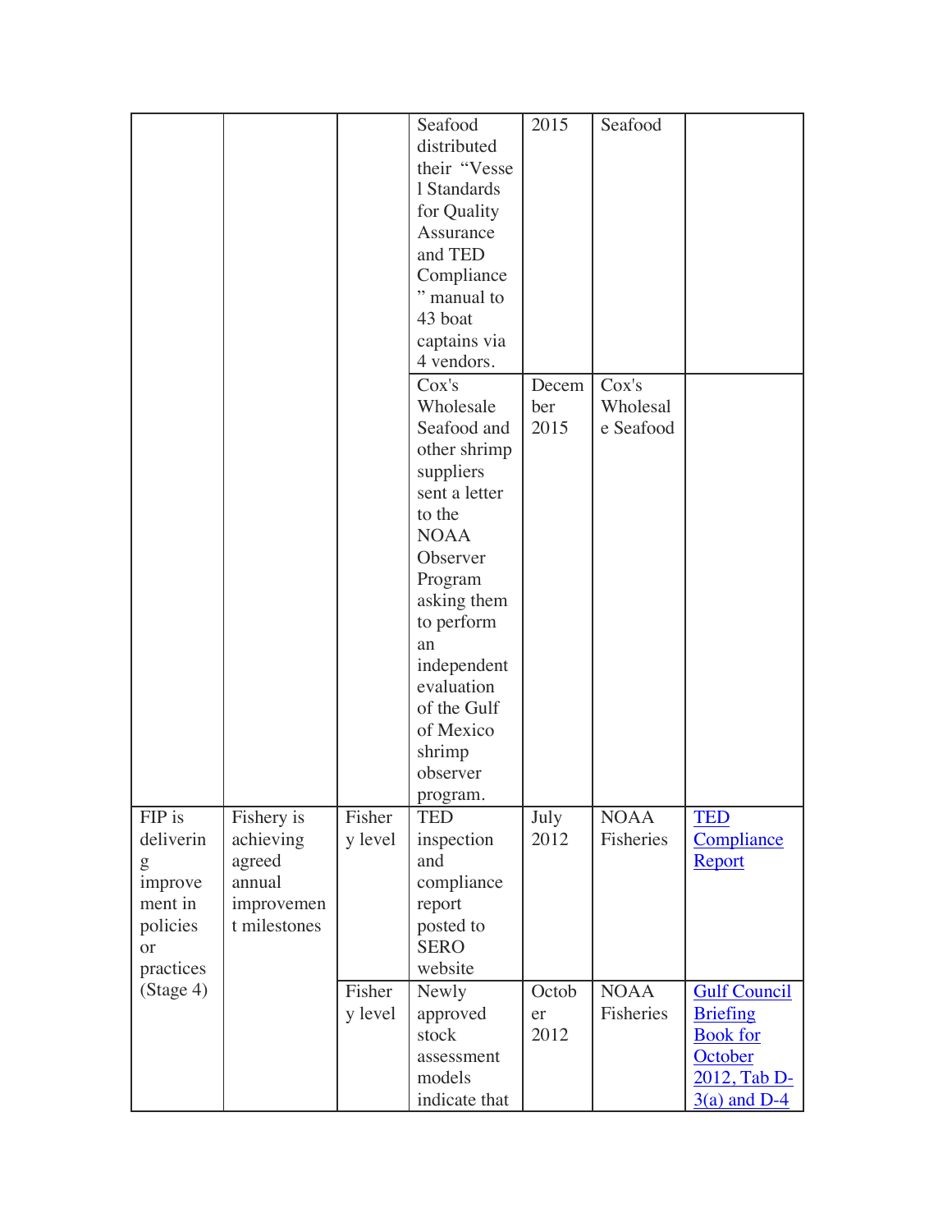| | | | Seafood distributed their "Vessel Standards for Quality Assurance and TED Compliance" manual to 43 boat captains via 4 vendors. | 2015 | Seafood | |
|---|---|---|---|---|---|---|
| | | | Cox's Wholesale Seafood and other shrimp suppliers sent a letter to the NOAA Observer Program asking them to perform an independent evaluation of the Gulf of Mexico shrimp observer program. | December 2015 | Cox's Wholesale Seafood | |
| FIP is delivering improvement in policies or practices (Stage 4) | Fishery is achieving agreed annual improvement milestones | Fishery level | TED inspection and compliance report posted to SERO website | July 2012 | NOAA Fisheries | TED Compliance Report |
| | | Fishery level | Newly approved stock assessment models indicate that | October 2012 | NOAA Fisheries | Gulf Council Briefing Book for October 2012, Tab D-3(a) and D-4 |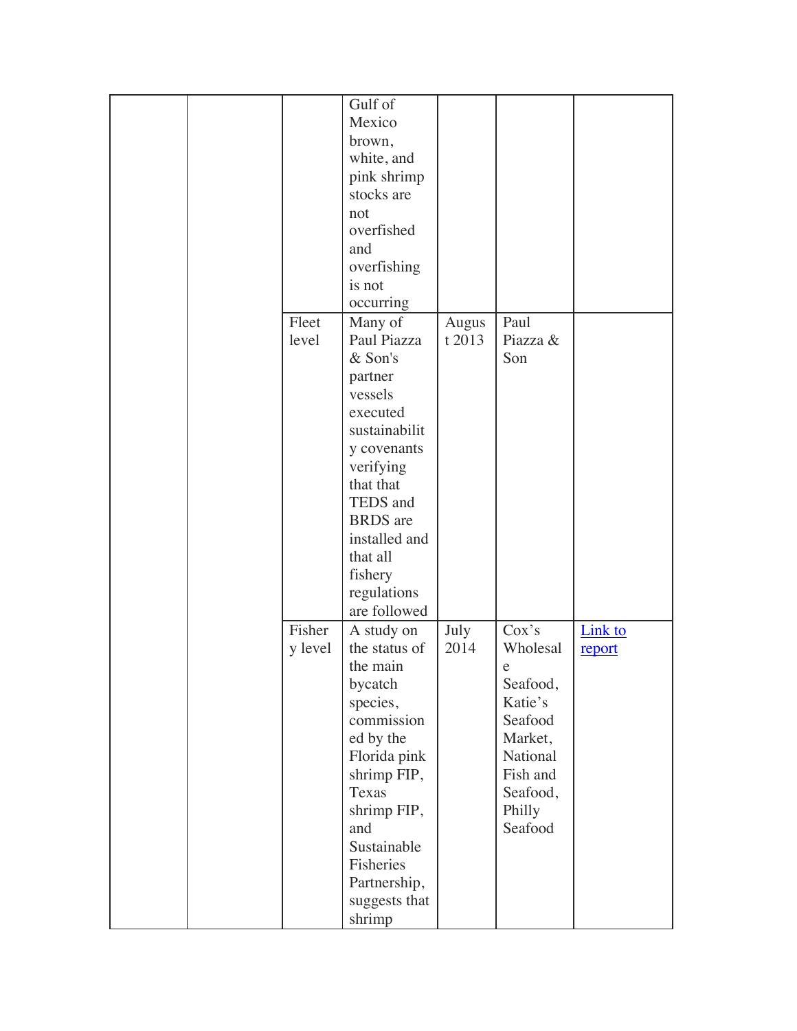| | | | | | | |
|---|---|---|---|---|---|---|
| | | | Gulf of Mexico brown, white, and pink shrimp stocks are not overfished and overfishing is not occurring | | | |
| | | Fleet level | Many of Paul Piazza & Son's partner vessels executed sustainability covenants verifying that that TEDS and BRDS are installed and that all fishery regulations are followed | August 2013 | Paul Piazza & Son | |
| | | Fishery level | A study on the status of the main bycatch species, commissioned by the Florida pink shrimp FIP, Texas shrimp FIP, and Sustainable Fisheries Partnership, suggests that shrimp | July 2014 | Cox's Wholesale Seafood, Katie's Seafood Market, National Fish and Seafood, Philly Seafood | Link to report |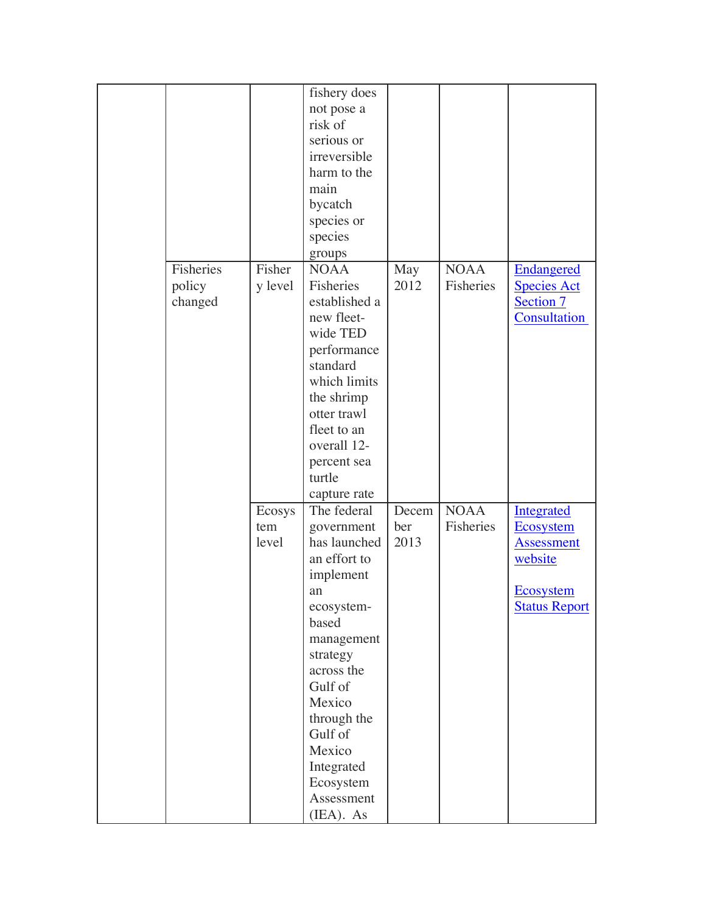| | | | | | | |
|---|---|---|---|---|---|---|
| | | | fishery does not pose a risk of serious or irreversible harm to the main bycatch species or species groups | | | |
| | Fisheries policy changed | Fishery level | NOAA Fisheries established a new fleet-wide TED performance standard which limits the shrimp otter trawl fleet to an overall 12-percent sea turtle capture rate | May 2012 | NOAA Fisheries | Endangered Species Act Section 7 Consultation |
| | | Ecosystem level | The federal government has launched an effort to implement an ecosystem-based management strategy across the Gulf of Mexico through the Gulf of Mexico Integrated Ecosystem Assessment (IEA). As | December 2013 | NOAA Fisheries | Integrated Ecosystem Assessment website<br><br>Ecosystem Status Report |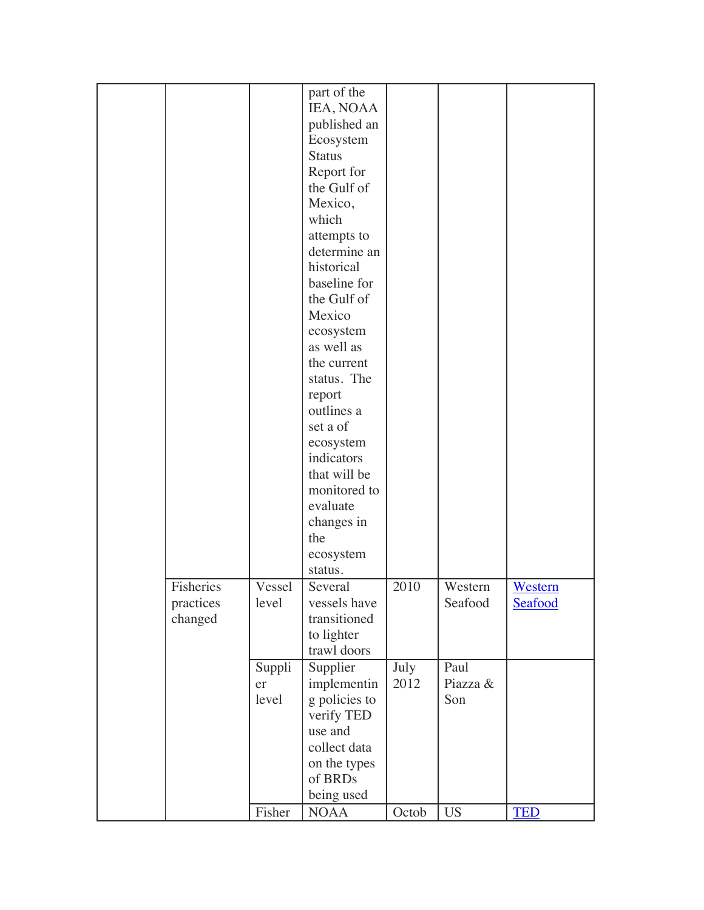| | | | | | | |
|---|---|---|---|---|---|---|
| | | | part of the IEA, NOAA published an Ecosystem Status Report for the Gulf of Mexico, which attempts to determine an historical baseline for the Gulf of Mexico ecosystem as well as the current status. The report outlines a set a of ecosystem indicators that will be monitored to evaluate changes in the ecosystem status. | | | |
| | Fisheries practices changed | Vessel level | Several vessels have transitioned to lighter trawl doors | 2010 | Western Seafood | Western Seafood |
| | | Supplier level | Supplier implementing policies to verify TED use and collect data on the types of BRDs being used | July 2012 | Paul Piazza & Son | |
| | | Fisher | NOAA | Octob | US | TED |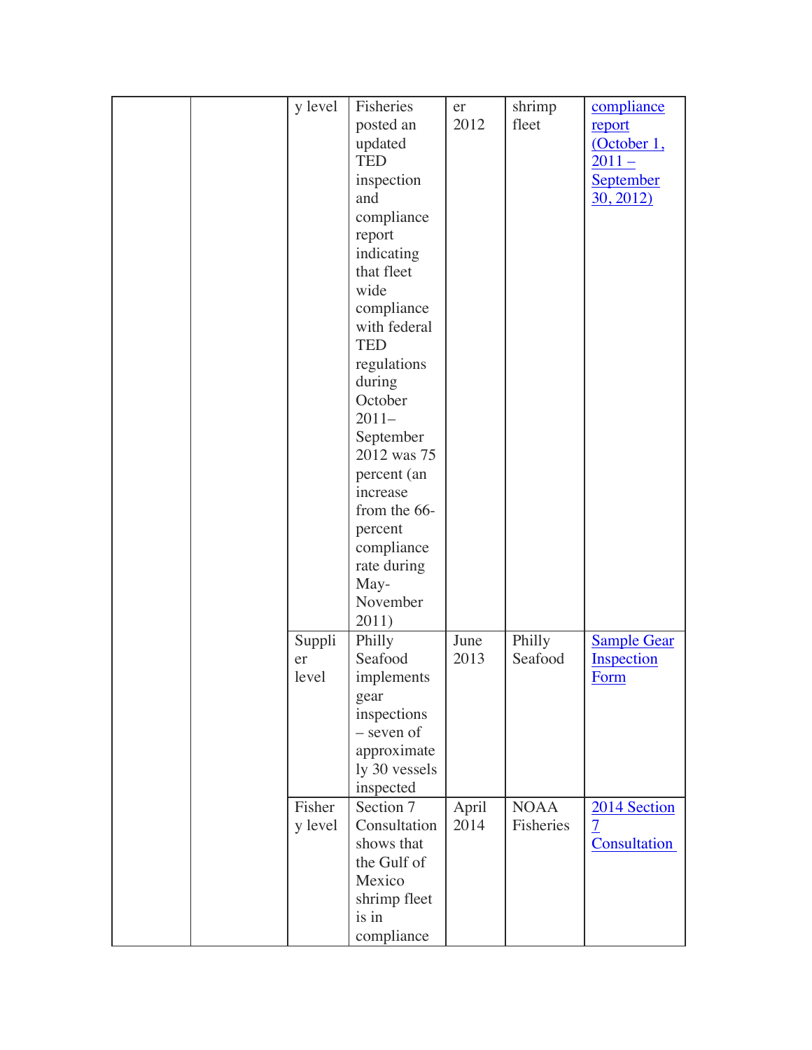|  |  | y level | Fisheries posted an updated TED inspection and compliance report indicating that fleet wide compliance with federal TED regulations during October 2011–September 2012 was 75 percent (an increase from the 66-percent compliance rate during May-November 2011) | er 2012 | shrimp fleet | compliance report (October 1, 2011 – September 30, 2012) |
|---|---|---|---|---|---|---|
|  |  | Supplier level | Philly Seafood implements gear inspections – seven of approximately 30 vessels inspected | June 2013 | Philly Seafood | Sample Gear Inspection Form |
|  |  | Fishery level | Section 7 Consultation shows that the Gulf of Mexico shrimp fleet is in compliance | April 2014 | NOAA Fisheries | 2014 Section 7 Consultation |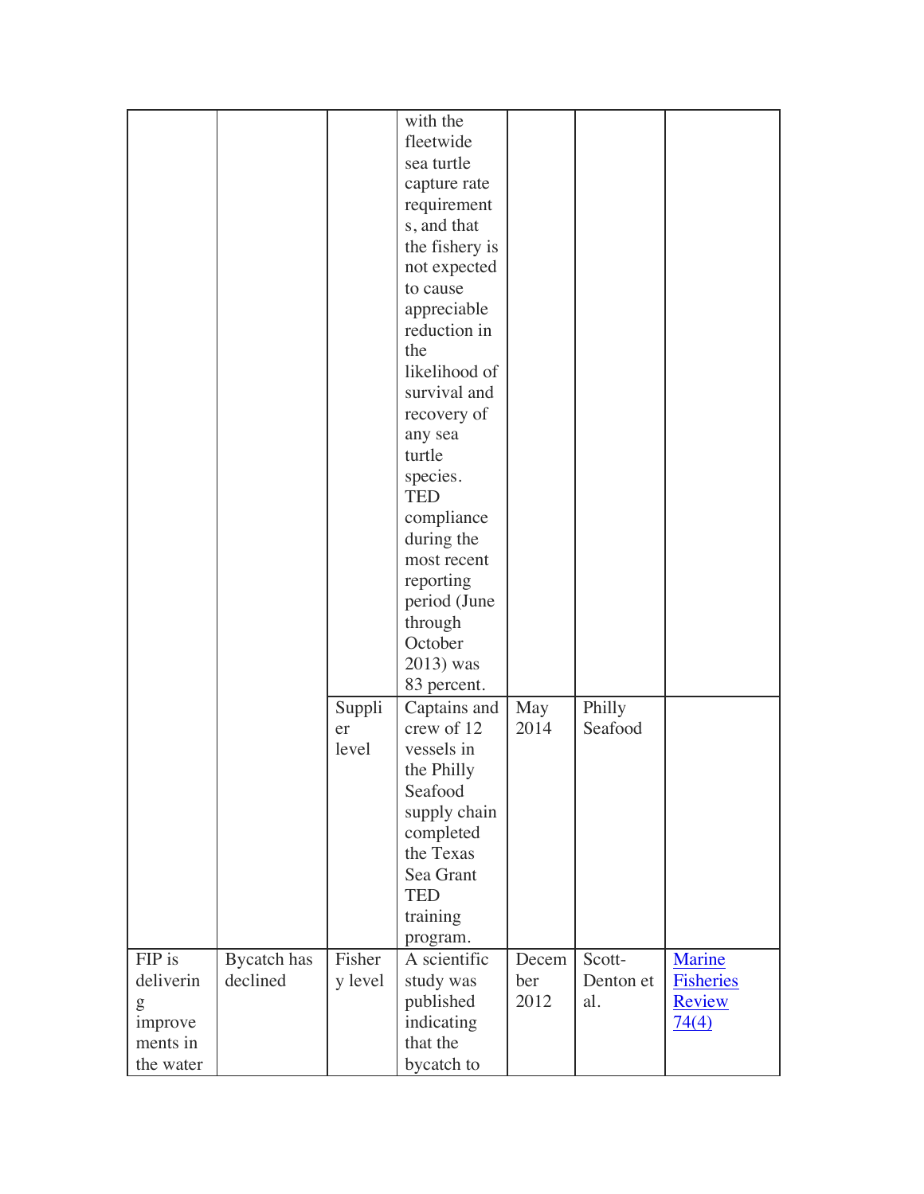| | | | | | | |
|---|---|---|---|---|---|---|
| | | | with the fleetwide sea turtle capture rate requirements, and that the fishery is not expected to cause appreciable reduction in the likelihood of survival and recovery of any sea turtle species. TED compliance during the most recent reporting period (June through October 2013) was 83 percent. | | | |
| | | Supplier level | Captains and crew of 12 vessels in the Philly Seafood supply chain completed the Texas Sea Grant TED training program. | May 2014 | Philly Seafood | |
| FIP is delivering improvements in the water | Bycatch has declined | Fishery level | A scientific study was published indicating that the bycatch to | December 2012 | Scott-Denton et al. | [Marine Fisheries Review 74(4)]() |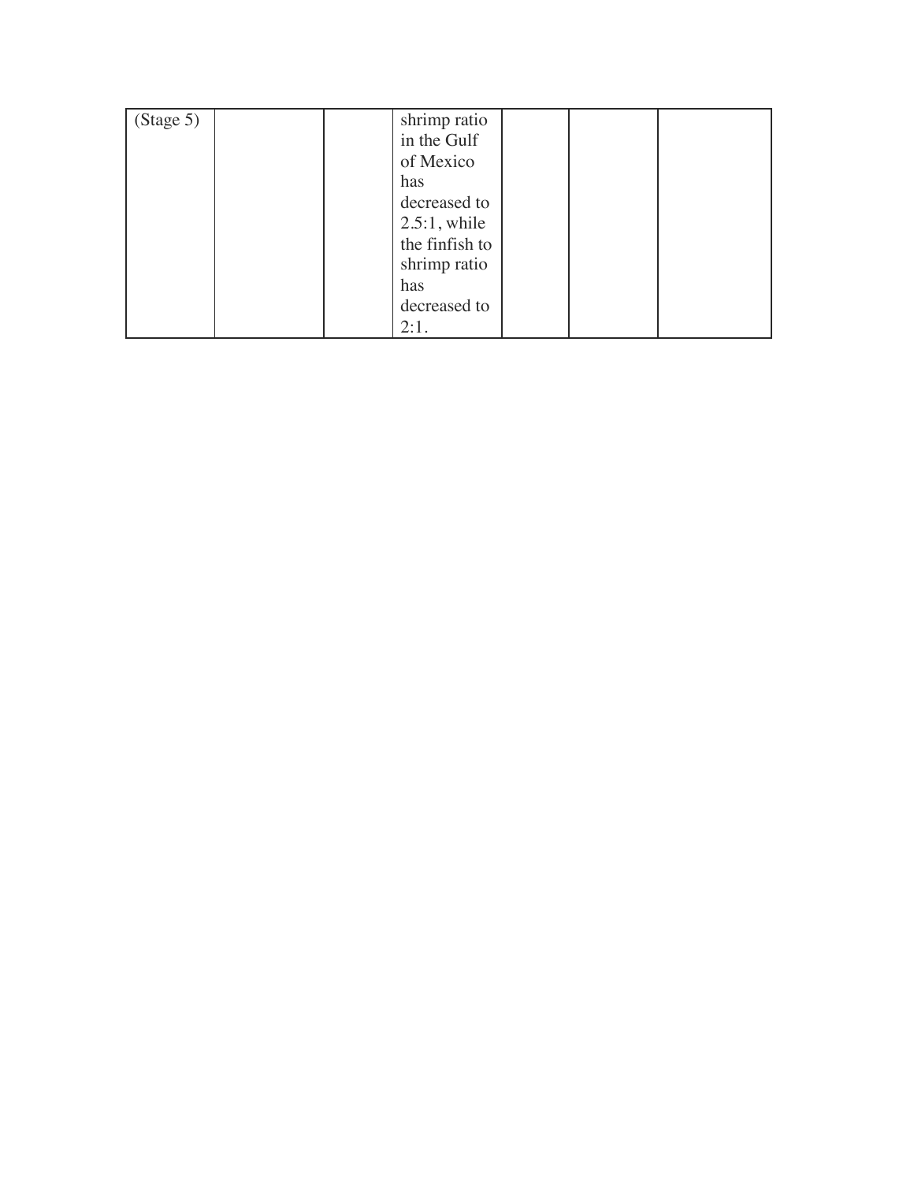| | | | | | | |
|---|---|---|---|---|---|---|
| (Stage 5) | | | shrimp ratio in the Gulf of Mexico has decreased to 2.5:1, while the finfish to shrimp ratio has decreased to 2:1. | | | |